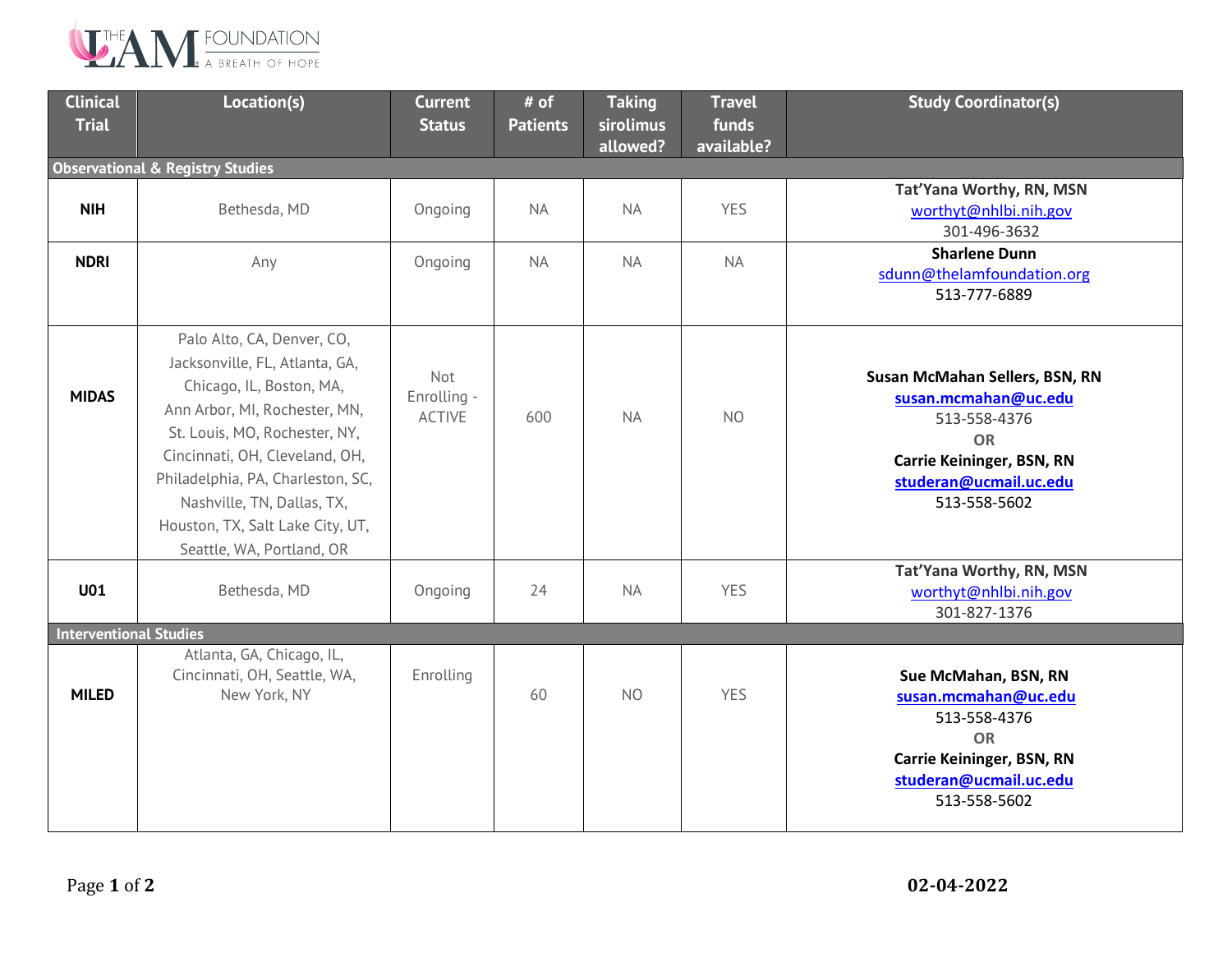THE LAM FOUNDATION
A BREATH OF HOPE

| Clinical Trial | Location(s) | Current Status | # of Patients | Taking sirolimus allowed? | Travel funds available? | Study Coordinator(s) |
|---|---|---|---|---|---|---|
| **Observational & Registry Studies** | | | | | | |
| **NIH** | Bethesda, MD | Ongoing | NA | NA | YES | **Tat'Yana Worthy, RN, MSN** worthyt@nhlbi.nih.gov 301-496-3632 |
| **NDRI** | Any | Ongoing | NA | NA | NA | **Sharlene Dunn** sdunn@thelamfoundation.org 513-777-6889 |
| **MIDAS** | Palo Alto, CA, Denver, CO, Jacksonville, FL, Atlanta, GA, Chicago, IL, Boston, MA, Ann Arbor, MI, Rochester, MN, St. Louis, MO, Rochester, NY, Cincinnati, OH, Cleveland, OH, Philadelphia, PA, Charleston, SC, Nashville, TN, Dallas, TX, Houston, TX, Salt Lake City, UT, Seattle, WA, Portland, OR | Not Enrolling - ACTIVE | 600 | NA | NO | **Susan McMahan Sellers, BSN, RN** **susan.mcmahan@uc.edu** 513-558-4376 **OR** **Carrie Keininger, BSN, RN** **studeran@ucmail.uc.edu** 513-558-5602 |
| **U01** | Bethesda, MD | Ongoing | 24 | NA | YES | **Tat'Yana Worthy, RN, MSN** worthyt@nhlbi.nih.gov 301-827-1376 |
| **Interventional Studies** | | | | | | |
| **MILED** | Atlanta, GA, Chicago, IL, Cincinnati, OH, Seattle, WA, New York, NY | Enrolling | 60 | NO | YES | **Sue McMahan, BSN, RN** **susan.mcmahan@uc.edu** 513-558-4376 **OR** **Carrie Keininger, BSN, RN** **studeran@ucmail.uc.edu** 513-558-5602 |

**02-04-2022**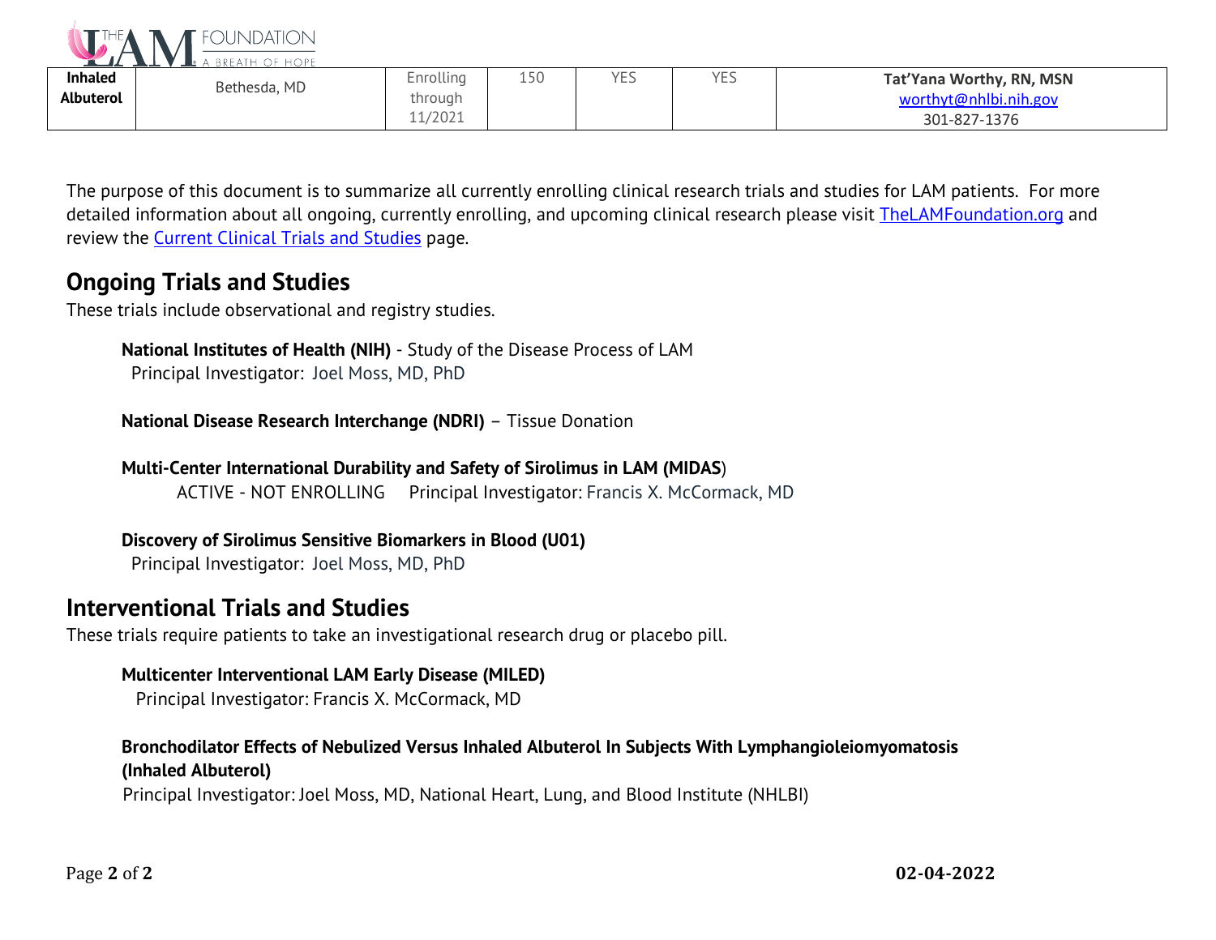| | | | | | | |
|---|---|---|---|---|---|---|
| **Inhaled Albuterol** | Bethesda, MD | Enrolling through 11/2021 | 150 | YES | YES | **Tat'Yana Worthy, RN, MSN** worthyt@nhlbi.nih.gov 301-827-1376 |

The purpose of this document is to summarize all currently enrolling clinical research trials and studies for LAM patients. For more detailed information about all ongoing, currently enrolling, and upcoming clinical research please visit TheLAMFoundation.org and review the Current Clinical Trials and Studies page.

## Ongoing Trials and Studies

These trials include observational and registry studies.

**National Institutes of Health (NIH)** - Study of the Disease Process of LAM
Principal Investigator: Joel Moss, MD, PhD

**National Disease Research Interchange (NDRI)** – Tissue Donation

**Multi-Center International Durability and Safety of Sirolimus in LAM (MIDAS)**
ACTIVE - NOT ENROLLING     Principal Investigator: Francis X. McCormack, MD

**Discovery of Sirolimus Sensitive Biomarkers in Blood (U01)**
Principal Investigator: Joel Moss, MD, PhD

## Interventional Trials and Studies

These trials require patients to take an investigational research drug or placebo pill.

**Multicenter Interventional LAM Early Disease (MILED)**
Principal Investigator: Francis X. McCormack, MD

**Bronchodilator Effects of Nebulized Versus Inhaled Albuterol In Subjects With Lymphangioleiomyomatosis (Inhaled Albuterol)**
Principal Investigator: Joel Moss, MD, National Heart, Lung, and Blood Institute (NHLBI)

**02-04-2022**